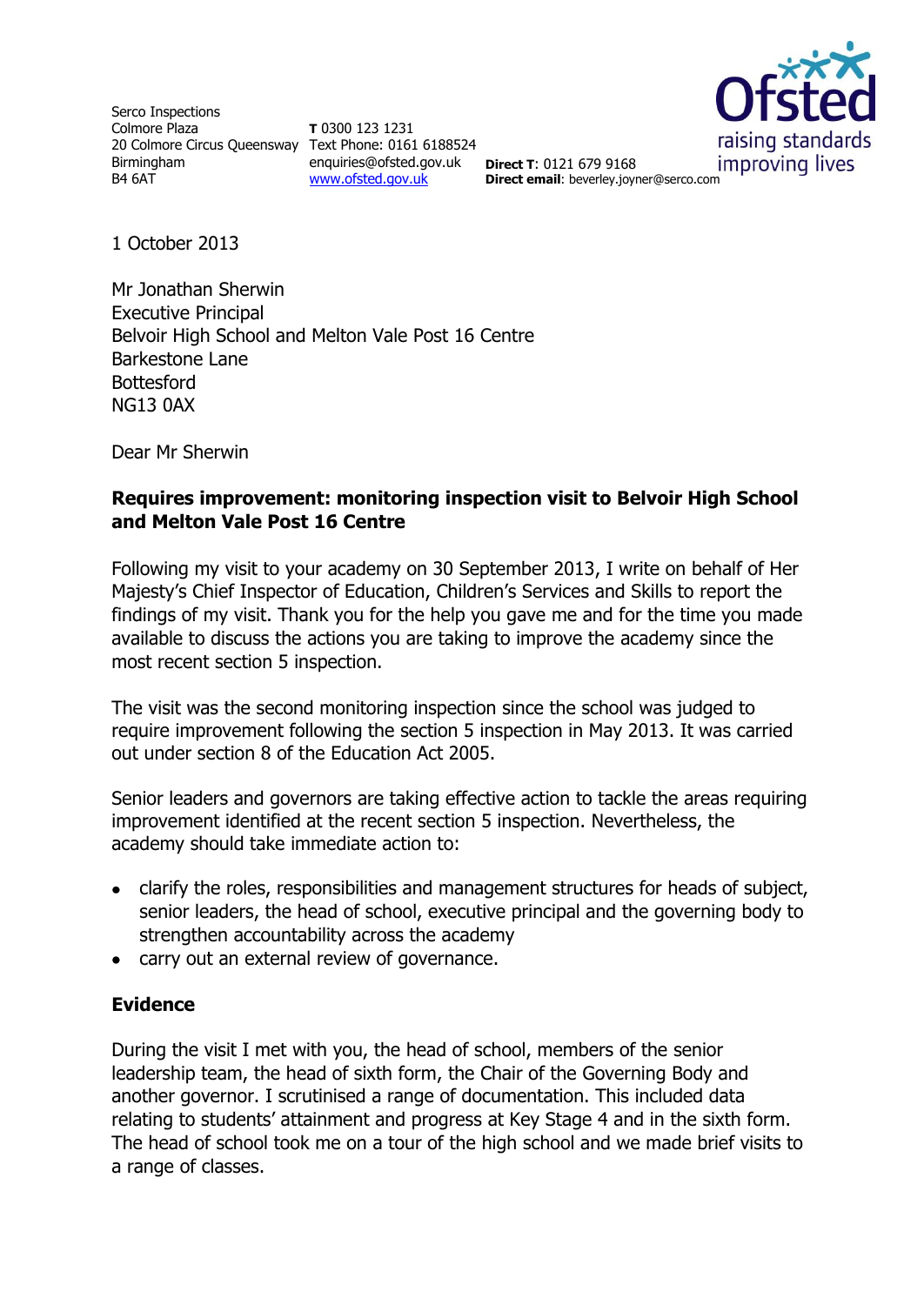Serco Inspections
Colmore Plaza
20 Colmore Circus Queensway
Birmingham
B4 6AT

**T** 0300 123 1231
Text Phone: 0161 6188524
enquiries@ofsted.gov.uk
www.ofsted.gov.uk

**Direct T**: 0121 679 9168
**Direct email**: beverley.joyner@serco.com

1 October 2013

Mr Jonathan Sherwin
Executive Principal
Belvoir High School and Melton Vale Post 16 Centre
Barkestone Lane
Bottesford
NG13 0AX

Dear Mr Sherwin

**Requires improvement: monitoring inspection visit to Belvoir High School and Melton Vale Post 16 Centre**

Following my visit to your academy on 30 September 2013, I write on behalf of Her Majesty's Chief Inspector of Education, Children's Services and Skills to report the findings of my visit. Thank you for the help you gave me and for the time you made available to discuss the actions you are taking to improve the academy since the most recent section 5 inspection.

The visit was the second monitoring inspection since the school was judged to require improvement following the section 5 inspection in May 2013. It was carried out under section 8 of the Education Act 2005.

Senior leaders and governors are taking effective action to tackle the areas requiring improvement identified at the recent section 5 inspection. Nevertheless, the academy should take immediate action to:

- clarify the roles, responsibilities and management structures for heads of subject, senior leaders, the head of school, executive principal and the governing body to strengthen accountability across the academy
- carry out an external review of governance.

**Evidence**

During the visit I met with you, the head of school, members of the senior leadership team, the head of sixth form, the Chair of the Governing Body and another governor. I scrutinised a range of documentation. This included data relating to students' attainment and progress at Key Stage 4 and in the sixth form. The head of school took me on a tour of the high school and we made brief visits to a range of classes.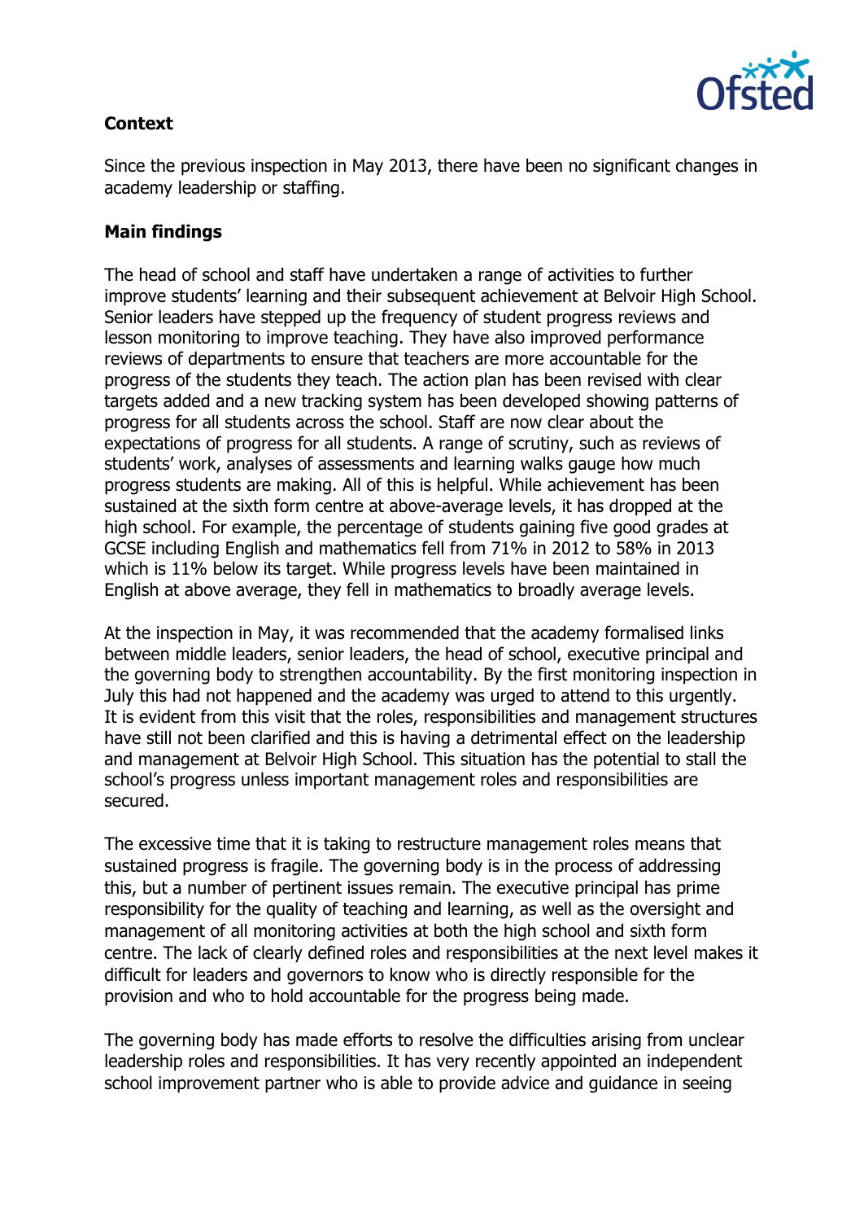## Context

Since the previous inspection in May 2013, there have been no significant changes in academy leadership or staffing.

## Main findings

The head of school and staff have undertaken a range of activities to further improve students' learning and their subsequent achievement at Belvoir High School. Senior leaders have stepped up the frequency of student progress reviews and lesson monitoring to improve teaching. They have also improved performance reviews of departments to ensure that teachers are more accountable for the progress of the students they teach. The action plan has been revised with clear targets added and a new tracking system has been developed showing patterns of progress for all students across the school. Staff are now clear about the expectations of progress for all students. A range of scrutiny, such as reviews of students' work, analyses of assessments and learning walks gauge how much progress students are making. All of this is helpful. While achievement has been sustained at the sixth form centre at above-average levels, it has dropped at the high school. For example, the percentage of students gaining five good grades at GCSE including English and mathematics fell from 71% in 2012 to 58% in 2013 which is 11% below its target. While progress levels have been maintained in English at above average, they fell in mathematics to broadly average levels.

At the inspection in May, it was recommended that the academy formalised links between middle leaders, senior leaders, the head of school, executive principal and the governing body to strengthen accountability. By the first monitoring inspection in July this had not happened and the academy was urged to attend to this urgently. It is evident from this visit that the roles, responsibilities and management structures have still not been clarified and this is having a detrimental effect on the leadership and management at Belvoir High School. This situation has the potential to stall the school's progress unless important management roles and responsibilities are secured.

The excessive time that it is taking to restructure management roles means that sustained progress is fragile. The governing body is in the process of addressing this, but a number of pertinent issues remain. The executive principal has prime responsibility for the quality of teaching and learning, as well as the oversight and management of all monitoring activities at both the high school and sixth form centre. The lack of clearly defined roles and responsibilities at the next level makes it difficult for leaders and governors to know who is directly responsible for the provision and who to hold accountable for the progress being made.

The governing body has made efforts to resolve the difficulties arising from unclear leadership roles and responsibilities. It has very recently appointed an independent school improvement partner who is able to provide advice and guidance in seeing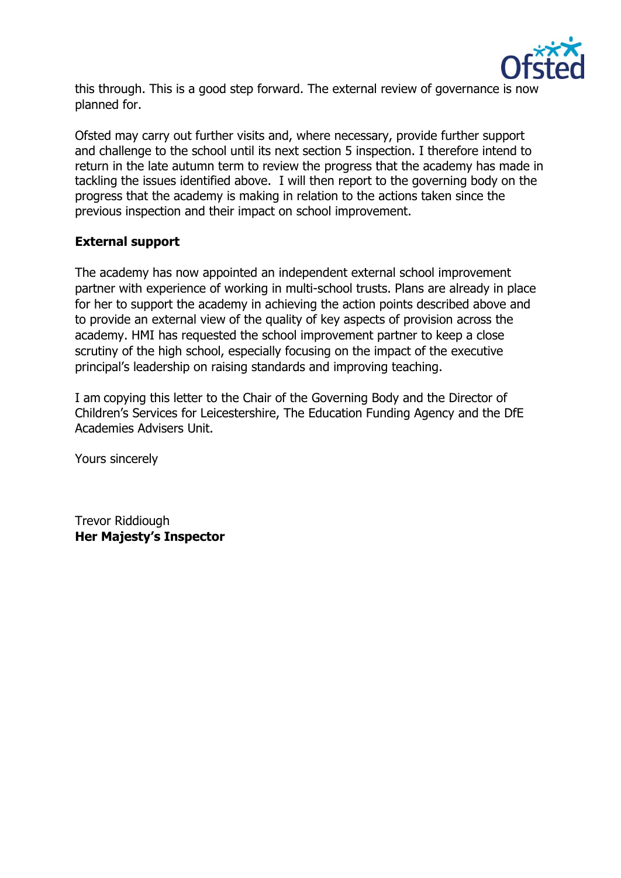this through. This is a good step forward. The external review of governance is now planned for.

Ofsted may carry out further visits and, where necessary, provide further support and challenge to the school until its next section 5 inspection. I therefore intend to return in the late autumn term to review the progress that the academy has made in tackling the issues identified above. I will then report to the governing body on the progress that the academy is making in relation to the actions taken since the previous inspection and their impact on school improvement.

**External support**

The academy has now appointed an independent external school improvement partner with experience of working in multi-school trusts. Plans are already in place for her to support the academy in achieving the action points described above and to provide an external view of the quality of key aspects of provision across the academy. HMI has requested the school improvement partner to keep a close scrutiny of the high school, especially focusing on the impact of the executive principal's leadership on raising standards and improving teaching.

I am copying this letter to the Chair of the Governing Body and the Director of Children's Services for Leicestershire, The Education Funding Agency and the DfE Academies Advisers Unit.

Yours sincerely

Trevor Riddiough
**Her Majesty's Inspector**